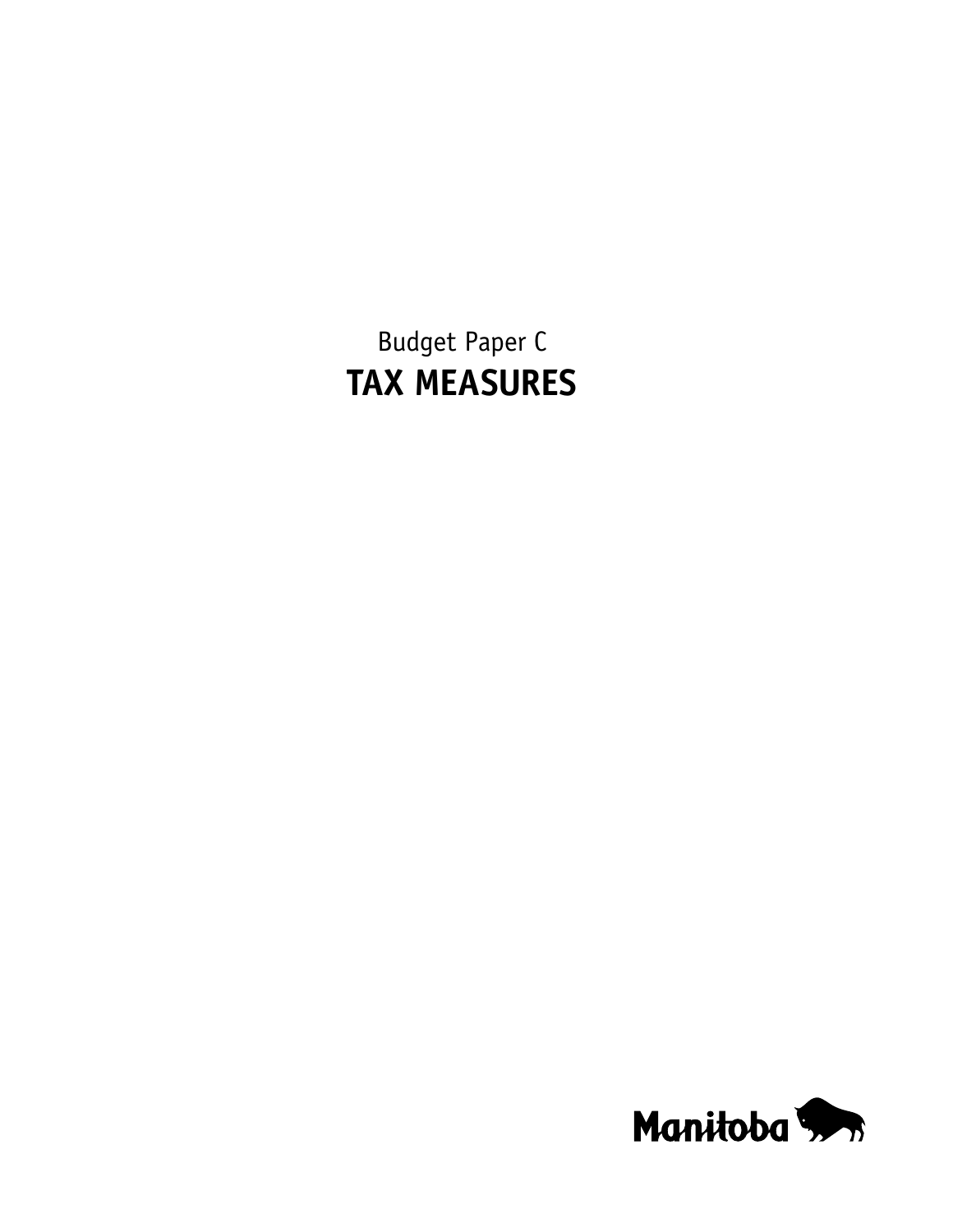Budget Paper C

# TAX MEASURES

Manitoba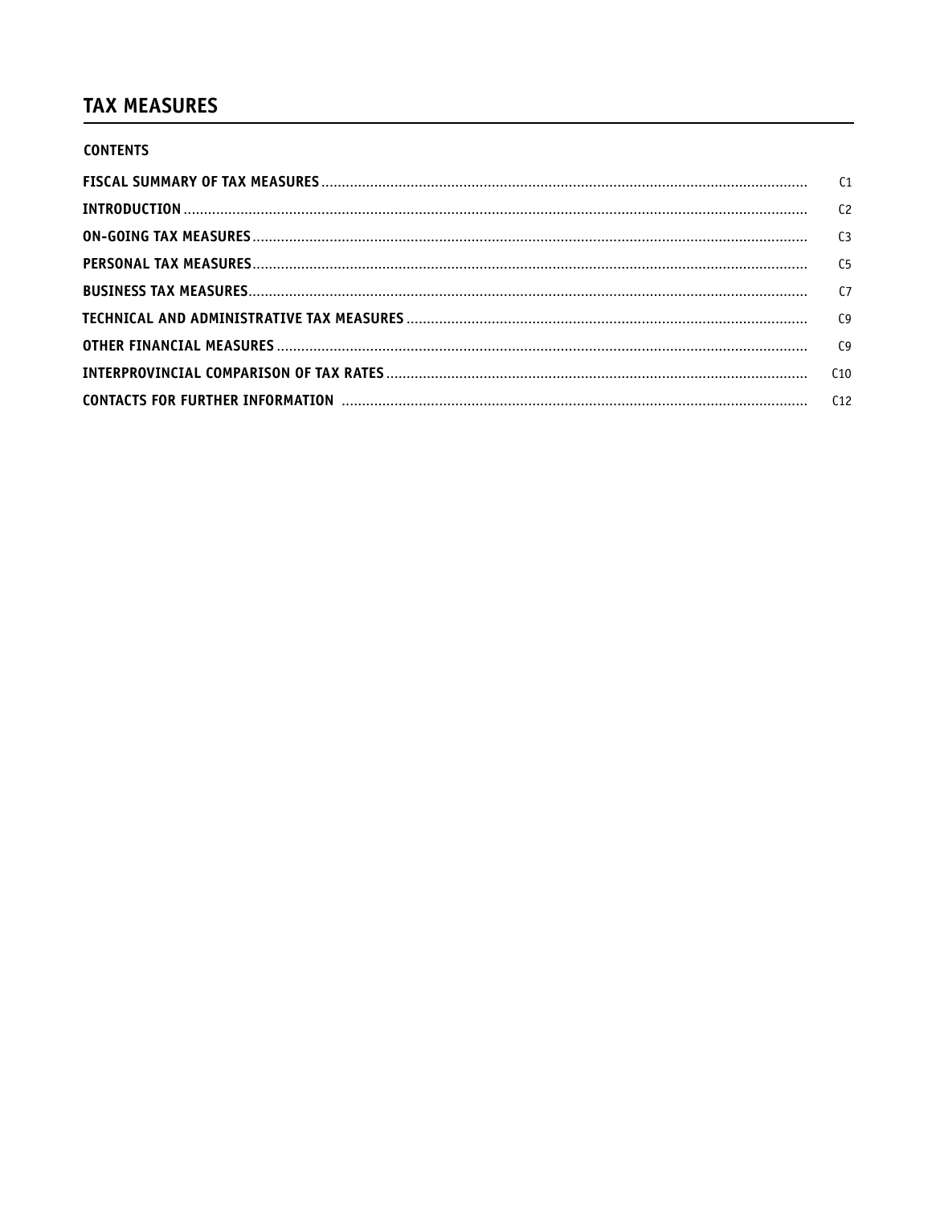# TAX MEASURES

## CONTENTS

| | |
|---|---|
| **FISCAL SUMMARY OF TAX MEASURES** | C1 |
| **INTRODUCTION** | C2 |
| **ON-GOING TAX MEASURES** | C3 |
| **PERSONAL TAX MEASURES** | C5 |
| **BUSINESS TAX MEASURES** | C7 |
| **TECHNICAL AND ADMINISTRATIVE TAX MEASURES** | C9 |
| **OTHER FINANCIAL MEASURES** | C9 |
| **INTERPROVINCIAL COMPARISON OF TAX RATES** | C10 |
| **CONTACTS FOR FURTHER INFORMATION** | C12 |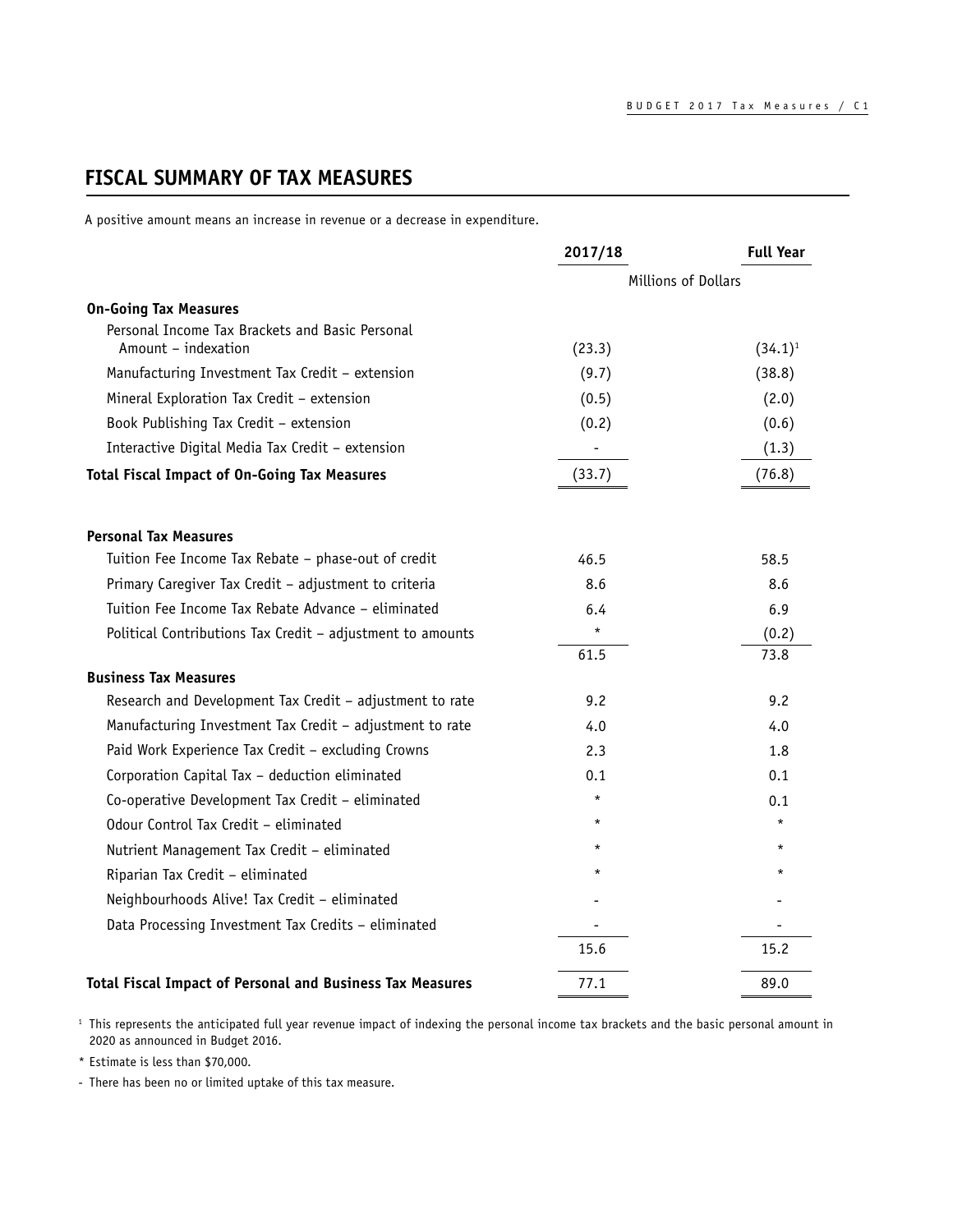## FISCAL SUMMARY OF TAX MEASURES

A positive amount means an increase in revenue or a decrease in expenditure.

| | 2017/18 | Full Year |
|---|---|---|
| | Millions of Dollars | |
| **On-Going Tax Measures** | | |
| Personal Income Tax Brackets and Basic Personal Amount – indexation | (23.3) | (34.1)[1] |
| Manufacturing Investment Tax Credit – extension | (9.7) | (38.8) |
| Mineral Exploration Tax Credit – extension | (0.5) | (2.0) |
| Book Publishing Tax Credit – extension | (0.2) | (0.6) |
| Interactive Digital Media Tax Credit – extension | - | (1.3) |
| **Total Fiscal Impact of On-Going Tax Measures** | (33.7) | (76.8) |
| | | |
| **Personal Tax Measures** | | |
| Tuition Fee Income Tax Rebate – phase-out of credit | 46.5 | 58.5 |
| Primary Caregiver Tax Credit – adjustment to criteria | 8.6 | 8.6 |
| Tuition Fee Income Tax Rebate Advance – eliminated | 6.4 | 6.9 |
| Political Contributions Tax Credit – adjustment to amounts | * | (0.2) |
| | 61.5 | 73.8 |
| **Business Tax Measures** | | |
| Research and Development Tax Credit – adjustment to rate | 9.2 | 9.2 |
| Manufacturing Investment Tax Credit – adjustment to rate | 4.0 | 4.0 |
| Paid Work Experience Tax Credit – excluding Crowns | 2.3 | 1.8 |
| Corporation Capital Tax – deduction eliminated | 0.1 | 0.1 |
| Co-operative Development Tax Credit – eliminated | * | 0.1 |
| Odour Control Tax Credit – eliminated | * | * |
| Nutrient Management Tax Credit – eliminated | * | * |
| Riparian Tax Credit – eliminated | * | * |
| Neighbourhoods Alive! Tax Credit – eliminated | - | - |
| Data Processing Investment Tax Credits – eliminated | - | - |
| | 15.6 | 15.2 |
| **Total Fiscal Impact of Personal and Business Tax Measures** | 77.1 | 89.0 |

[1] This represents the anticipated full year revenue impact of indexing the personal income tax brackets and the basic personal amount in 2020 as announced in Budget 2016.

* Estimate is less than $70,000.

- There has been no or limited uptake of this tax measure.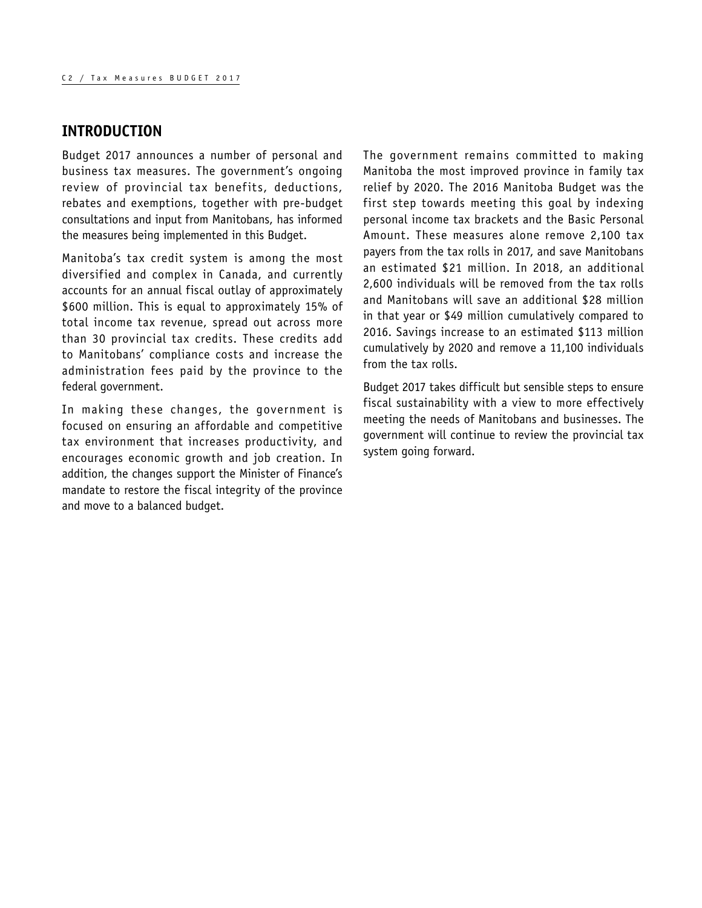## INTRODUCTION

Budget 2017 announces a number of personal and business tax measures. The government's ongoing review of provincial tax benefits, deductions, rebates and exemptions, together with pre-budget consultations and input from Manitobans, has informed the measures being implemented in this Budget.

Manitoba's tax credit system is among the most diversified and complex in Canada, and currently accounts for an annual fiscal outlay of approximately $600 million. This is equal to approximately 15% of total income tax revenue, spread out across more than 30 provincial tax credits. These credits add to Manitobans' compliance costs and increase the administration fees paid by the province to the federal government.

In making these changes, the government is focused on ensuring an affordable and competitive tax environment that increases productivity, and encourages economic growth and job creation. In addition, the changes support the Minister of Finance's mandate to restore the fiscal integrity of the province and move to a balanced budget.

The government remains committed to making Manitoba the most improved province in family tax relief by 2020. The 2016 Manitoba Budget was the first step towards meeting this goal by indexing personal income tax brackets and the Basic Personal Amount. These measures alone remove 2,100 tax payers from the tax rolls in 2017, and save Manitobans an estimated $21 million. In 2018, an additional 2,600 individuals will be removed from the tax rolls and Manitobans will save an additional $28 million in that year or $49 million cumulatively compared to 2016. Savings increase to an estimated $113 million cumulatively by 2020 and remove a 11,100 individuals from the tax rolls.

Budget 2017 takes difficult but sensible steps to ensure fiscal sustainability with a view to more effectively meeting the needs of Manitobans and businesses. The government will continue to review the provincial tax system going forward.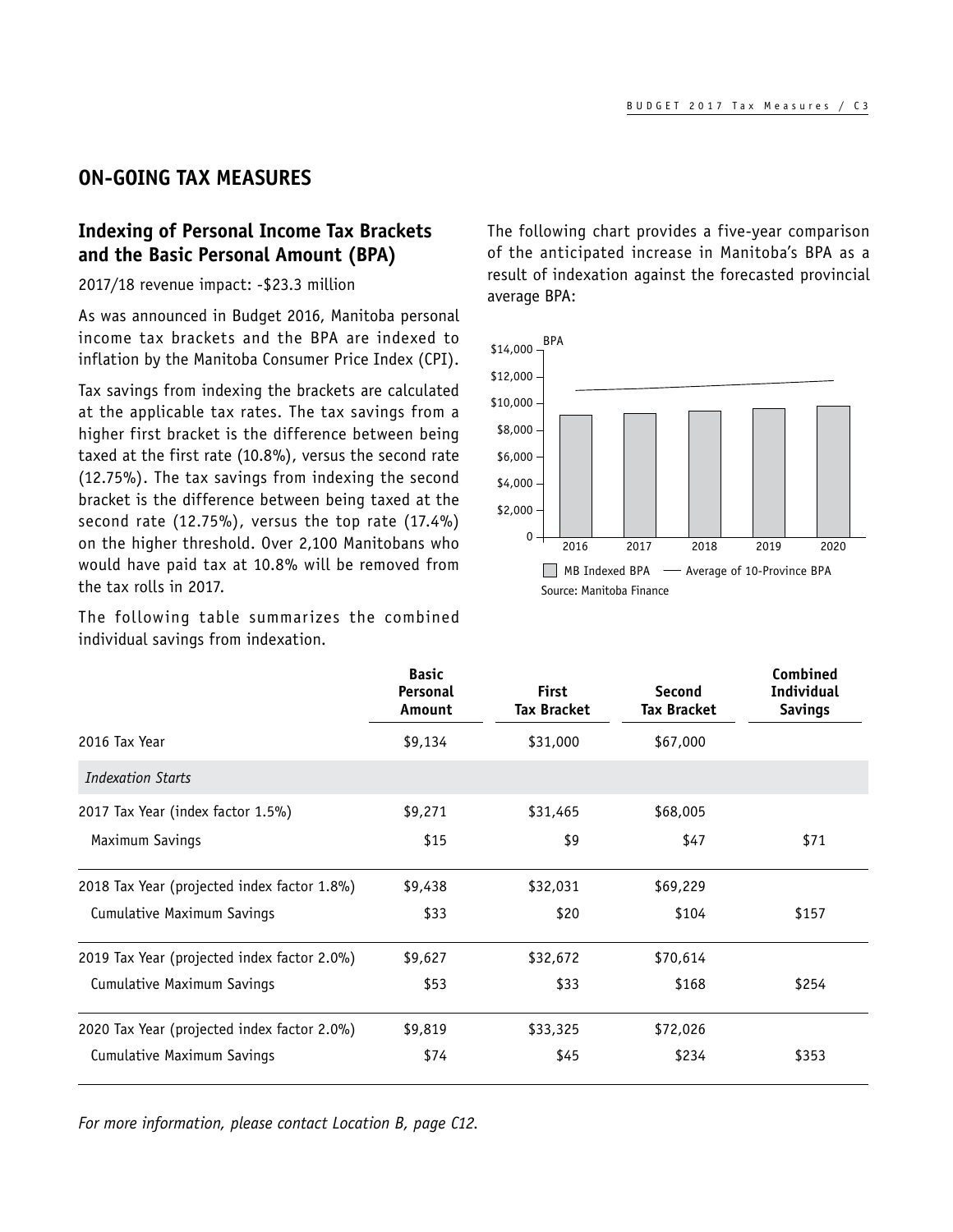## ON-GOING TAX MEASURES

### Indexing of Personal Income Tax Brackets and the Basic Personal Amount (BPA)

2017/18 revenue impact: -$23.3 million

As was announced in Budget 2016, Manitoba personal income tax brackets and the BPA are indexed to inflation by the Manitoba Consumer Price Index (CPI).

Tax savings from indexing the brackets are calculated at the applicable tax rates. The tax savings from a higher first bracket is the difference between being taxed at the first rate (10.8%), versus the second rate (12.75%). The tax savings from indexing the second bracket is the difference between being taxed at the second rate (12.75%), versus the top rate (17.4%) on the higher threshold. Over 2,100 Manitobans who would have paid tax at 10.8% will be removed from the tax rolls in 2017.

The following table summarizes the combined individual savings from indexation.

The following chart provides a five-year comparison of the anticipated increase in Manitoba's BPA as a result of indexation against the forecasted provincial average BPA:

MB Indexed BPA — Average of 10-Province BPA

Source: Manitoba Finance

| | Basic Personal Amount | First Tax Bracket | Second Tax Bracket | Combined Individual Savings |
|---|---|---|---|---|
| 2016 Tax Year | $9,134 | $31,000 | $67,000 | |
| *Indexation Starts* | | | | |
| 2017 Tax Year (index factor 1.5%) | $9,271 | $31,465 | $68,005 | |
| Maximum Savings | $15 | $9 | $47 | $71 |
| 2018 Tax Year (projected index factor 1.8%) | $9,438 | $32,031 | $69,229 | |
| Cumulative Maximum Savings | $33 | $20 | $104 | $157 |
| 2019 Tax Year (projected index factor 2.0%) | $9,627 | $32,672 | $70,614 | |
| Cumulative Maximum Savings | $53 | $33 | $168 | $254 |
| 2020 Tax Year (projected index factor 2.0%) | $9,819 | $33,325 | $72,026 | |
| Cumulative Maximum Savings | $74 | $45 | $234 | $353 |

*For more information, please contact Location B, page C12.*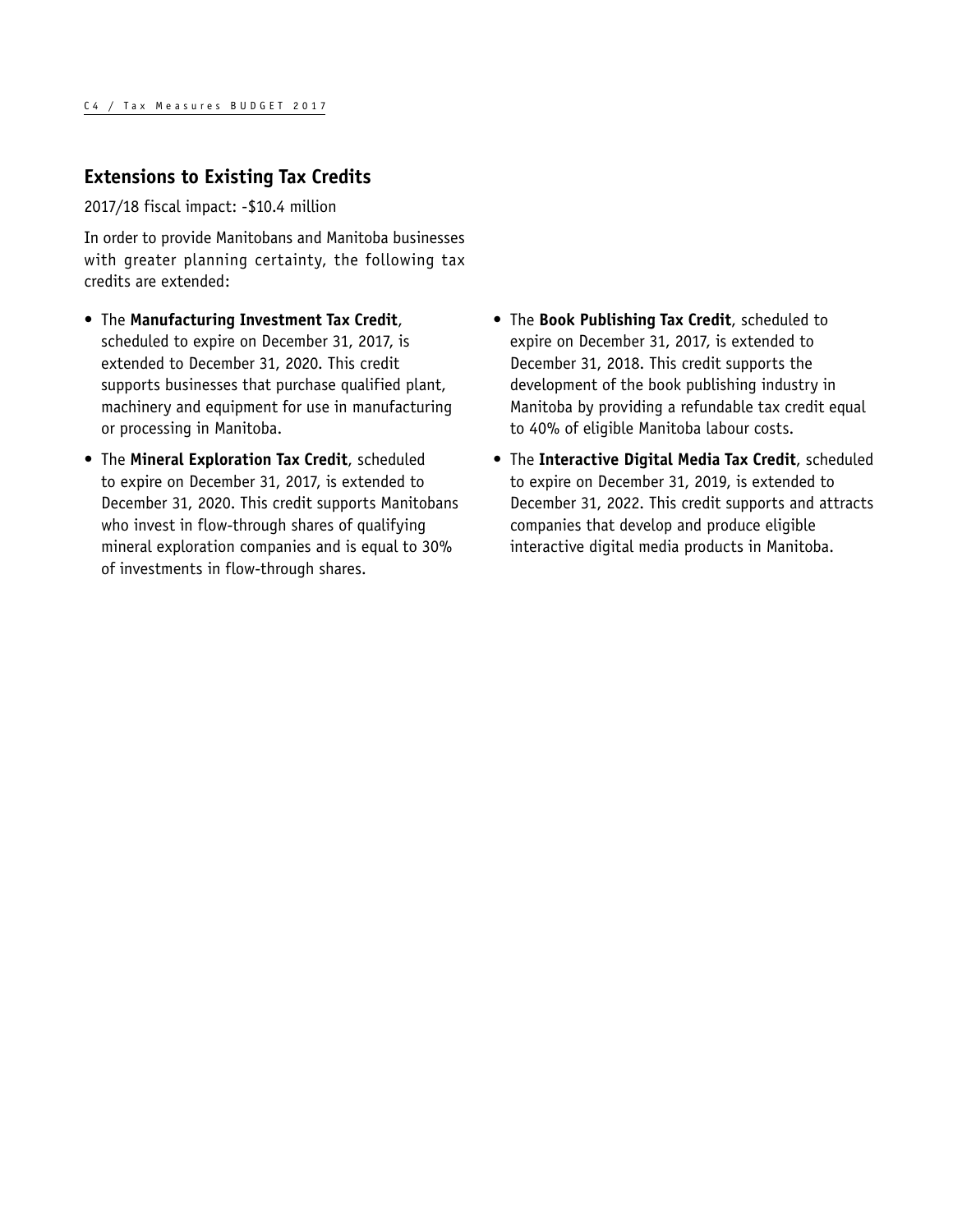## Extensions to Existing Tax Credits

2017/18 fiscal impact: -$10.4 million

In order to provide Manitobans and Manitoba businesses with greater planning certainty, the following tax credits are extended:

- The **Manufacturing Investment Tax Credit**, scheduled to expire on December 31, 2017, is extended to December 31, 2020. This credit supports businesses that purchase qualified plant, machinery and equipment for use in manufacturing or processing in Manitoba.
- The **Mineral Exploration Tax Credit**, scheduled to expire on December 31, 2017, is extended to December 31, 2020. This credit supports Manitobans who invest in flow-through shares of qualifying mineral exploration companies and is equal to 30% of investments in flow-through shares.
- The **Book Publishing Tax Credit**, scheduled to expire on December 31, 2017, is extended to December 31, 2018. This credit supports the development of the book publishing industry in Manitoba by providing a refundable tax credit equal to 40% of eligible Manitoba labour costs.
- The **Interactive Digital Media Tax Credit**, scheduled to expire on December 31, 2019, is extended to December 31, 2022. This credit supports and attracts companies that develop and produce eligible interactive digital media products in Manitoba.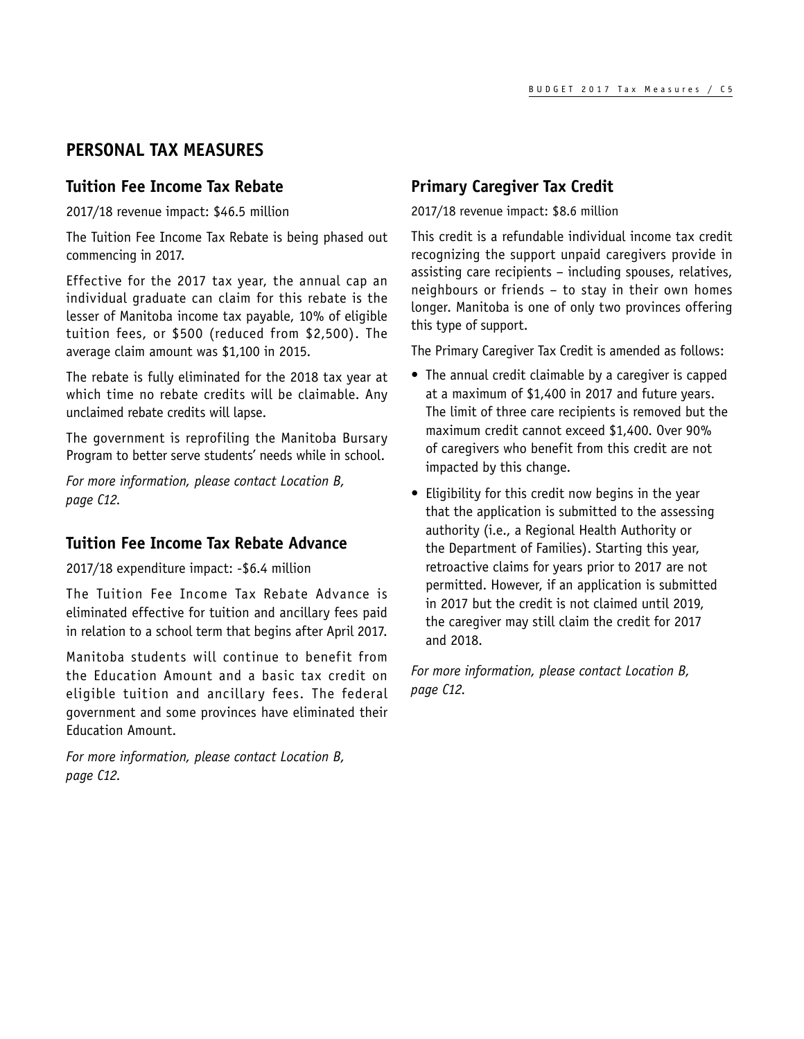# PERSONAL TAX MEASURES

## Tuition Fee Income Tax Rebate

2017/18 revenue impact: $46.5 million

The Tuition Fee Income Tax Rebate is being phased out commencing in 2017.

Effective for the 2017 tax year, the annual cap an individual graduate can claim for this rebate is the lesser of Manitoba income tax payable, 10% of eligible tuition fees, or $500 (reduced from $2,500). The average claim amount was $1,100 in 2015.

The rebate is fully eliminated for the 2018 tax year at which time no rebate credits will be claimable. Any unclaimed rebate credits will lapse.

The government is reprofiling the Manitoba Bursary Program to better serve students' needs while in school.

*For more information, please contact Location B, page C12.*

## Tuition Fee Income Tax Rebate Advance

2017/18 expenditure impact: -$6.4 million

The Tuition Fee Income Tax Rebate Advance is eliminated effective for tuition and ancillary fees paid in relation to a school term that begins after April 2017.

Manitoba students will continue to benefit from the Education Amount and a basic tax credit on eligible tuition and ancillary fees. The federal government and some provinces have eliminated their Education Amount.

*For more information, please contact Location B, page C12.*

## Primary Caregiver Tax Credit

2017/18 revenue impact: $8.6 million

This credit is a refundable individual income tax credit recognizing the support unpaid caregivers provide in assisting care recipients – including spouses, relatives, neighbours or friends – to stay in their own homes longer. Manitoba is one of only two provinces offering this type of support.

The Primary Caregiver Tax Credit is amended as follows:

- The annual credit claimable by a caregiver is capped at a maximum of $1,400 in 2017 and future years. The limit of three care recipients is removed but the maximum credit cannot exceed $1,400. Over 90% of caregivers who benefit from this credit are not impacted by this change.
- Eligibility for this credit now begins in the year that the application is submitted to the assessing authority (i.e., a Regional Health Authority or the Department of Families). Starting this year, retroactive claims for years prior to 2017 are not permitted. However, if an application is submitted in 2017 but the credit is not claimed until 2019, the caregiver may still claim the credit for 2017 and 2018.

*For more information, please contact Location B, page C12.*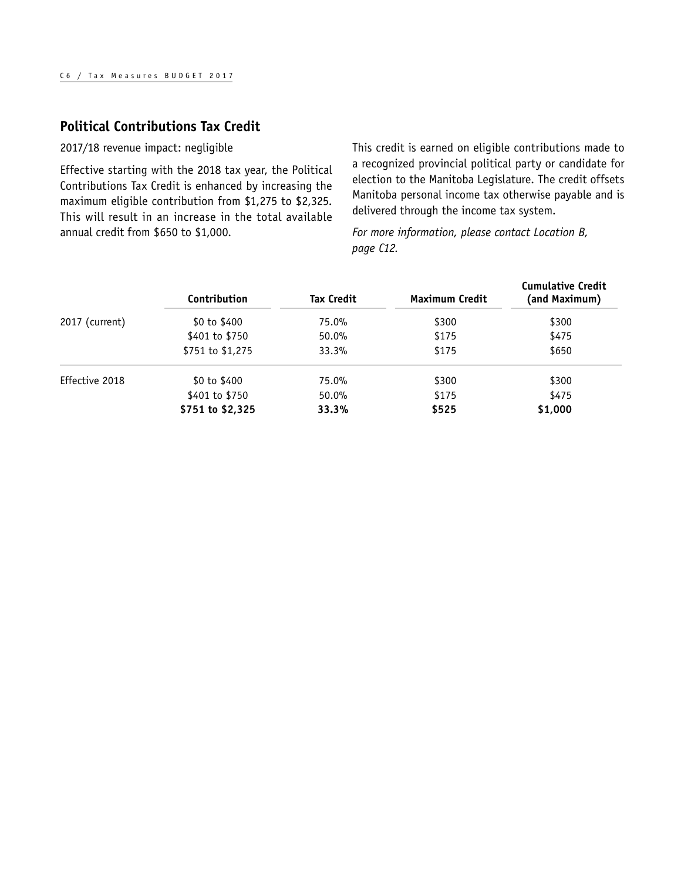## Political Contributions Tax Credit

2017/18 revenue impact: negligible

Effective starting with the 2018 tax year, the Political Contributions Tax Credit is enhanced by increasing the maximum eligible contribution from $1,275 to $2,325. This will result in an increase in the total available annual credit from $650 to $1,000.

This credit is earned on eligible contributions made to a recognized provincial political party or candidate for election to the Manitoba Legislature. The credit offsets Manitoba personal income tax otherwise payable and is delivered through the income tax system.

*For more information, please contact Location B, page C12.*

| | Contribution | Tax Credit | Maximum Credit | Cumulative Credit (and Maximum) |
|---|---|---|---|---|
| 2017 (current) | $0 to $400 | 75.0% | $300 | $300 |
| | $401 to $750 | 50.0% | $175 | $475 |
| | $751 to $1,275 | 33.3% | $175 | $650 |
| Effective 2018 | $0 to $400 | 75.0% | $300 | $300 |
| | $401 to $750 | 50.0% | $175 | $475 |
| | **$751 to $2,325** | **33.3%** | **$525** | **$1,000** |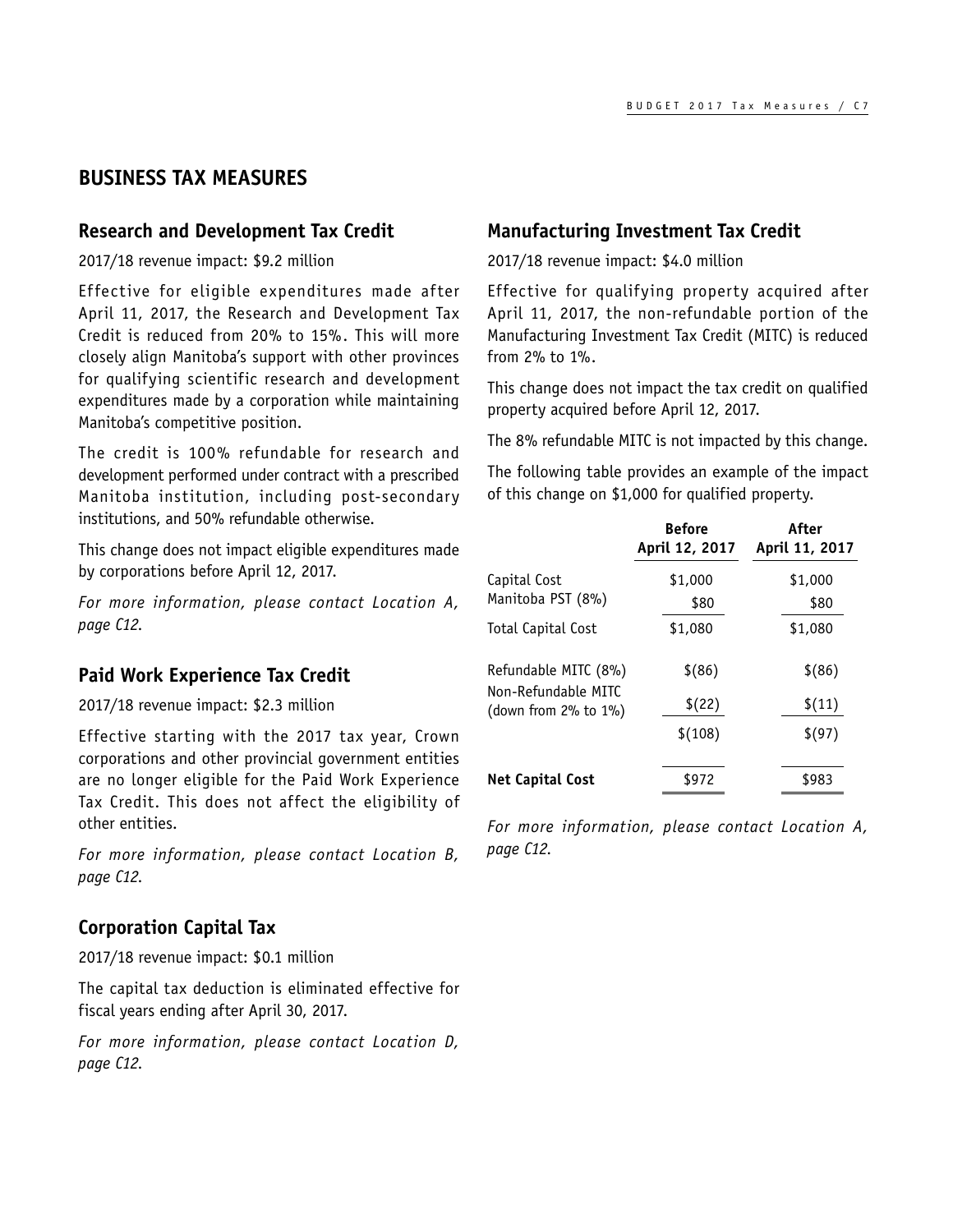## BUSINESS TAX MEASURES

### Research and Development Tax Credit

2017/18 revenue impact: $9.2 million

Effective for eligible expenditures made after April 11, 2017, the Research and Development Tax Credit is reduced from 20% to 15%. This will more closely align Manitoba's support with other provinces for qualifying scientific research and development expenditures made by a corporation while maintaining Manitoba's competitive position.

The credit is 100% refundable for research and development performed under contract with a prescribed Manitoba institution, including post-secondary institutions, and 50% refundable otherwise.

This change does not impact eligible expenditures made by corporations before April 12, 2017.

*For more information, please contact Location A, page C12.*

### Paid Work Experience Tax Credit

2017/18 revenue impact: $2.3 million

Effective starting with the 2017 tax year, Crown corporations and other provincial government entities are no longer eligible for the Paid Work Experience Tax Credit. This does not affect the eligibility of other entities.

*For more information, please contact Location B, page C12.*

### Corporation Capital Tax

2017/18 revenue impact: $0.1 million

The capital tax deduction is eliminated effective for fiscal years ending after April 30, 2017.

*For more information, please contact Location D, page C12.*

### Manufacturing Investment Tax Credit

2017/18 revenue impact: $4.0 million

Effective for qualifying property acquired after April 11, 2017, the non-refundable portion of the Manufacturing Investment Tax Credit (MITC) is reduced from 2% to 1%.

This change does not impact the tax credit on qualified property acquired before April 12, 2017.

The 8% refundable MITC is not impacted by this change.

The following table provides an example of the impact of this change on $1,000 for qualified property.

| | Before April 12, 2017 | After April 11, 2017 |
|---|---|---|
| Capital Cost | $1,000 | $1,000 |
| Manitoba PST (8%) | $80 | $80 |
| Total Capital Cost | $1,080 | $1,080 |
| Refundable MITC (8%) | $(86) | $(86) |
| Non-Refundable MITC (down from 2% to 1%) | $(22) | $(11) |
| | $(108) | $(97) |
| **Net Capital Cost** | $972 | $983 |

*For more information, please contact Location A, page C12.*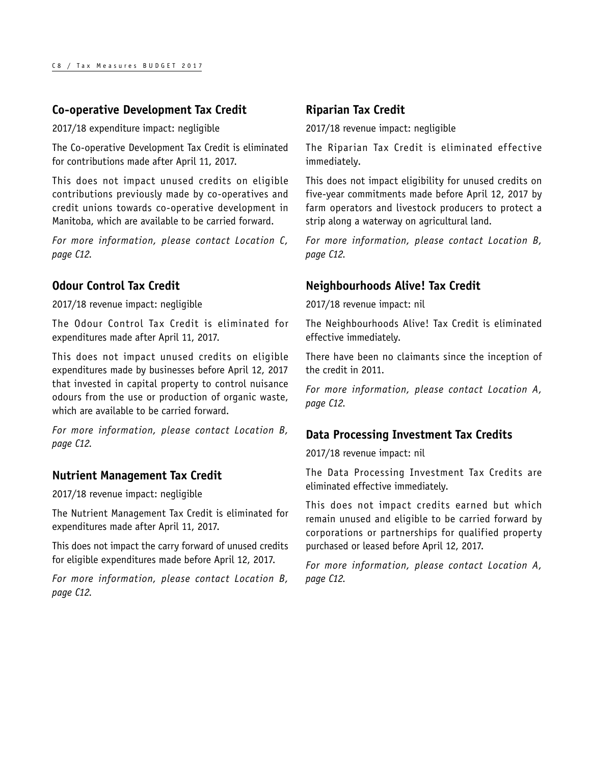## Co-operative Development Tax Credit

2017/18 expenditure impact: negligible

The Co-operative Development Tax Credit is eliminated for contributions made after April 11, 2017.

This does not impact unused credits on eligible contributions previously made by co-operatives and credit unions towards co-operative development in Manitoba, which are available to be carried forward.

*For more information, please contact Location C, page C12.*

## Odour Control Tax Credit

2017/18 revenue impact: negligible

The Odour Control Tax Credit is eliminated for expenditures made after April 11, 2017.

This does not impact unused credits on eligible expenditures made by businesses before April 12, 2017 that invested in capital property to control nuisance odours from the use or production of organic waste, which are available to be carried forward.

*For more information, please contact Location B, page C12.*

## Nutrient Management Tax Credit

2017/18 revenue impact: negligible

The Nutrient Management Tax Credit is eliminated for expenditures made after April 11, 2017.

This does not impact the carry forward of unused credits for eligible expenditures made before April 12, 2017.

*For more information, please contact Location B, page C12.*

## Riparian Tax Credit

2017/18 revenue impact: negligible

The Riparian Tax Credit is eliminated effective immediately.

This does not impact eligibility for unused credits on five-year commitments made before April 12, 2017 by farm operators and livestock producers to protect a strip along a waterway on agricultural land.

*For more information, please contact Location B, page C12.*

## Neighbourhoods Alive! Tax Credit

2017/18 revenue impact: nil

The Neighbourhoods Alive! Tax Credit is eliminated effective immediately.

There have been no claimants since the inception of the credit in 2011.

*For more information, please contact Location A, page C12.*

## Data Processing Investment Tax Credits

2017/18 revenue impact: nil

The Data Processing Investment Tax Credits are eliminated effective immediately.

This does not impact credits earned but which remain unused and eligible to be carried forward by corporations or partnerships for qualified property purchased or leased before April 12, 2017.

*For more information, please contact Location A, page C12.*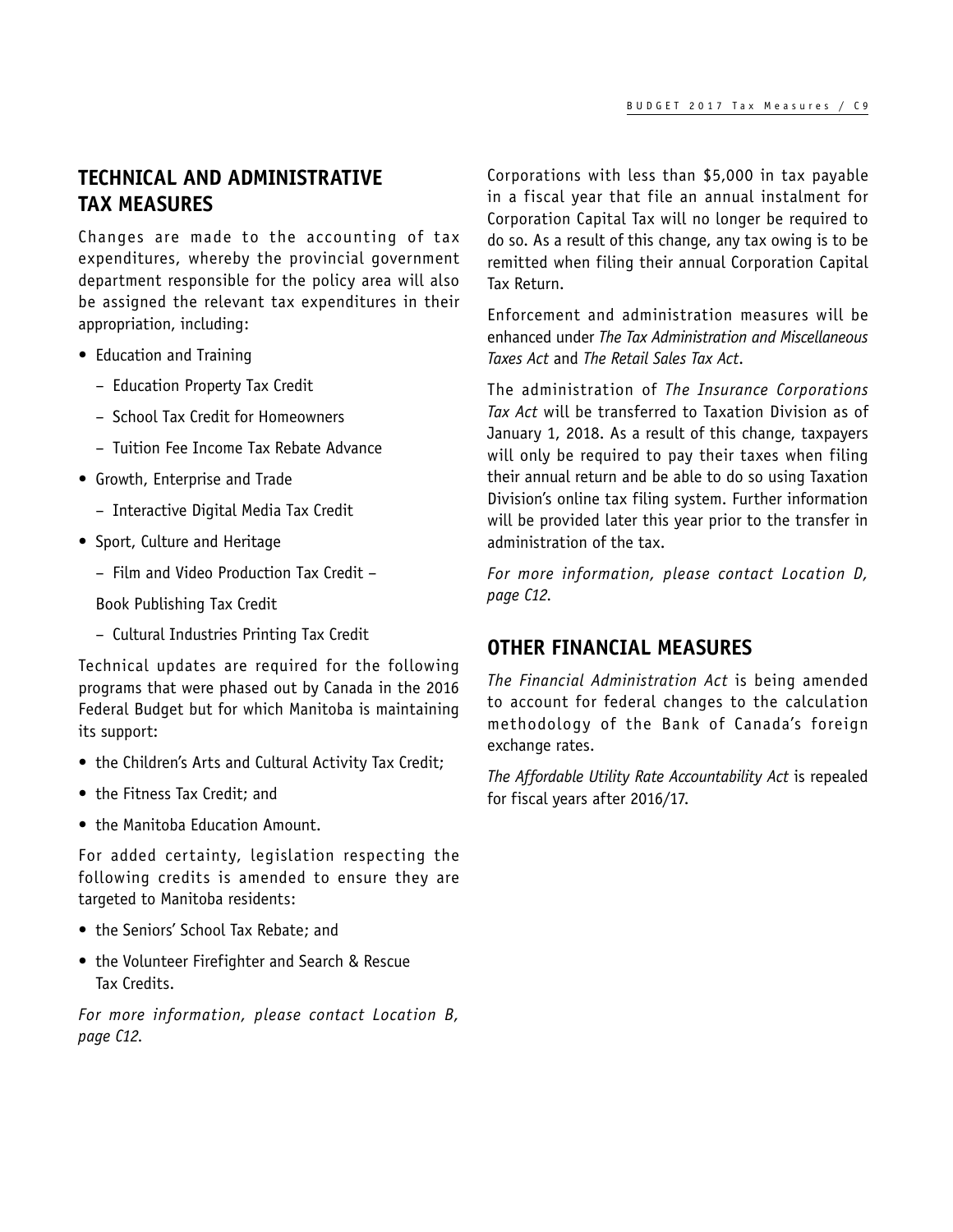## TECHNICAL AND ADMINISTRATIVE TAX MEASURES

Changes are made to the accounting of tax expenditures, whereby the provincial government department responsible for the policy area will also be assigned the relevant tax expenditures in their appropriation, including:

- Education and Training
  - Education Property Tax Credit
  - School Tax Credit for Homeowners
  - Tuition Fee Income Tax Rebate Advance
- Growth, Enterprise and Trade
  - Interactive Digital Media Tax Credit
- Sport, Culture and Heritage
  - Film and Video Production Tax Credit – Book Publishing Tax Credit
  - Cultural Industries Printing Tax Credit

Technical updates are required for the following programs that were phased out by Canada in the 2016 Federal Budget but for which Manitoba is maintaining its support:

- the Children's Arts and Cultural Activity Tax Credit;
- the Fitness Tax Credit; and
- the Manitoba Education Amount.

For added certainty, legislation respecting the following credits is amended to ensure they are targeted to Manitoba residents:

- the Seniors' School Tax Rebate; and
- the Volunteer Firefighter and Search & Rescue Tax Credits.

*For more information, please contact Location B, page C12.*

Corporations with less than $5,000 in tax payable in a fiscal year that file an annual instalment for Corporation Capital Tax will no longer be required to do so. As a result of this change, any tax owing is to be remitted when filing their annual Corporation Capital Tax Return.

Enforcement and administration measures will be enhanced under *The Tax Administration and Miscellaneous Taxes Act* and *The Retail Sales Tax Act*.

The administration of *The Insurance Corporations Tax Act* will be transferred to Taxation Division as of January 1, 2018. As a result of this change, taxpayers will only be required to pay their taxes when filing their annual return and be able to do so using Taxation Division's online tax filing system. Further information will be provided later this year prior to the transfer in administration of the tax.

*For more information, please contact Location D, page C12.*

## OTHER FINANCIAL MEASURES

*The Financial Administration Act* is being amended to account for federal changes to the calculation methodology of the Bank of Canada's foreign exchange rates.

*The Affordable Utility Rate Accountability Act* is repealed for fiscal years after 2016/17.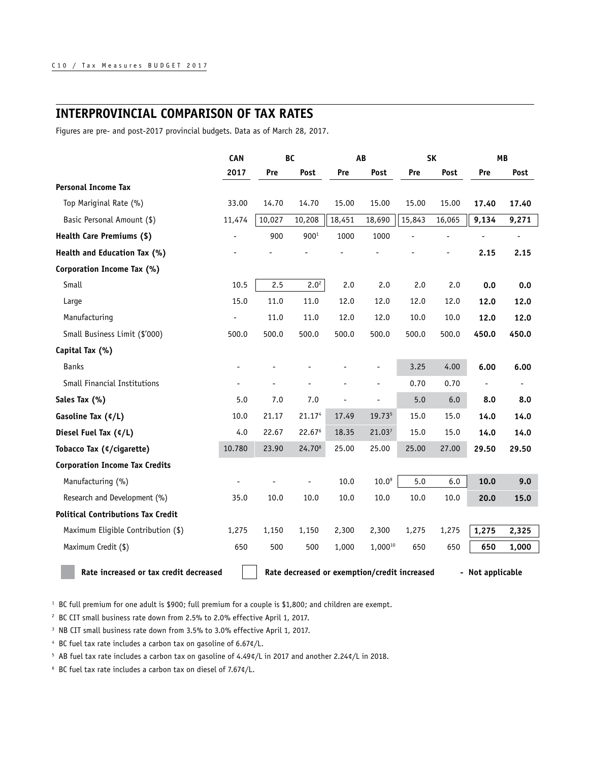## INTERPROVINCIAL COMPARISON OF TAX RATES

Figures are pre- and post-2017 provincial budgets. Data as of March 28, 2017.

| | CAN | BC | | AB | | SK | | MB | |
|---|---|---|---|---|---|---|---|---|---|
| | 2017 | Pre | Post | Pre | Post | Pre | Post | Pre | Post |
| **Personal Income Tax** | | | | | | | | | |
| Top Mariginal Rate (%) | 33.00 | 14.70 | 14.70 | 15.00 | 15.00 | 15.00 | 15.00 | **17.40** | **17.40** |
| Basic Personal Amount ($) | 11,474 | 10,027 | 10,208 | 18,451 | 18,690 | 15,843 | 16,065 | **9,134** | **9,271** |
| **Health Care Premiums ($)** | - | 900 | 900[1] | 1000 | 1000 | - | - | - | - |
| **Health and Education Tax (%)** | - | - | - | - | - | - | - | **2.15** | **2.15** |
| **Corporation Income Tax (%)** | | | | | | | | | |
| Small | 10.5 | 2.5 | 2.0[2] | 2.0 | 2.0 | 2.0 | 2.0 | **0.0** | **0.0** |
| Large | 15.0 | 11.0 | 11.0 | 12.0 | 12.0 | 12.0 | 12.0 | **12.0** | **12.0** |
| Manufacturing | - | 11.0 | 11.0 | 12.0 | 12.0 | 10.0 | 10.0 | **12.0** | **12.0** |
| Small Business Limit ($'000) | 500.0 | 500.0 | 500.0 | 500.0 | 500.0 | 500.0 | 500.0 | **450.0** | **450.0** |
| **Capital Tax (%)** | | | | | | | | | |
| Banks | - | - | - | - | - | 3.25 | 4.00 | **6.00** | **6.00** |
| Small Financial Institutions | - | - | - | - | - | 0.70 | 0.70 | - | - |
| **Sales Tax (%)** | 5.0 | 7.0 | 7.0 | - | - | 5.0 | 6.0 | **8.0** | **8.0** |
| **Gasoline Tax (¢/L)** | 10.0 | 21.17 | 21.17[4] | 17.49 | 19.73[5] | 15.0 | 15.0 | **14.0** | **14.0** |
| **Diesel Fuel Tax (¢/L)** | 4.0 | 22.67 | 22.67[6] | 18.35 | 21.03[7] | 15.0 | 15.0 | **14.0** | **14.0** |
| **Tobacco Tax (¢/cigarette)** | 10.780 | 23.90 | 24.70[8] | 25.00 | 25.00 | 25.00 | 27.00 | **29.50** | **29.50** |
| **Corporation Income Tax Credits** | | | | | | | | | |
| Manufacturing (%) | - | - | - | 10.0 | 10.0[9] | 5.0 | 6.0 | **10.0** | **9.0** |
| Research and Development (%) | 35.0 | 10.0 | 10.0 | 10.0 | 10.0 | 10.0 | 10.0 | **20.0** | **15.0** |
| **Political Contributions Tax Credit** | | | | | | | | | |
| Maximum Eligible Contribution ($) | 1,275 | 1,150 | 1,150 | 2,300 | 2,300 | 1,275 | 1,275 | **1,275** | **2,325** |
| Maximum Credit ($) | 650 | 500 | 500 | 1,000 | 1,000[10] | 650 | 650 | **650** | **1,000** |

**Rate increased or tax credit decreased** (shaded) | **Rate decreased or exemption/credit increased** (boxed) | **- Not applicable**

[1] BC full premium for one adult is $900; full premium for a couple is $1,800; and children are exempt.

[2] BC CIT small business rate down from 2.5% to 2.0% effective April 1, 2017.

[3] NB CIT small business rate down from 3.5% to 3.0% effective April 1, 2017.

[4] BC fuel tax rate includes a carbon tax on gasoline of 6.67¢/L.

[5] AB fuel tax rate includes a carbon tax on gasoline of 4.49¢/L in 2017 and another 2.24¢/L in 2018.

[6] BC fuel tax rate includes a carbon tax on diesel of 7.67¢/L.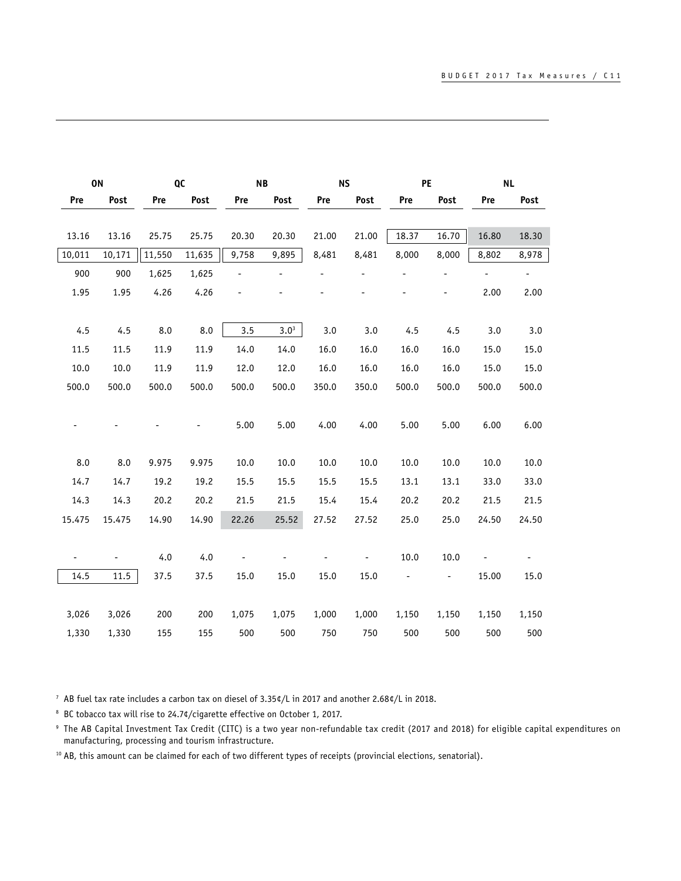| ON | | QC | | NB | | NS | | PE | | NL | |
|---|---|---|---|---|---|---|---|---|---|---|---|
| Pre | Post | Pre | Post | Pre | Post | Pre | Post | Pre | Post | Pre | Post |
| | | | | | | | | | | | |
| 13.16 | 13.16 | 25.75 | 25.75 | 20.30 | 20.30 | 21.00 | 21.00 | 18.37 | 16.70 | 16.80 | 18.30 |
| 10,011 | 10,171 | 11,550 | 11,635 | 9,758 | 9,895 | 8,481 | 8,481 | 8,000 | 8,000 | 8,802 | 8,978 |
| 900 | 900 | 1,625 | 1,625 | - | - | - | - | - | - | - | - |
| 1.95 | 1.95 | 4.26 | 4.26 | - | - | - | - | - | - | 2.00 | 2.00 |
| | | | | | | | | | | | |
| 4.5 | 4.5 | 8.0 | 8.0 | 3.5 | 3.0[3] | 3.0 | 3.0 | 4.5 | 4.5 | 3.0 | 3.0 |
| 11.5 | 11.5 | 11.9 | 11.9 | 14.0 | 14.0 | 16.0 | 16.0 | 16.0 | 16.0 | 15.0 | 15.0 |
| 10.0 | 10.0 | 11.9 | 11.9 | 12.0 | 12.0 | 16.0 | 16.0 | 16.0 | 16.0 | 15.0 | 15.0 |
| 500.0 | 500.0 | 500.0 | 500.0 | 500.0 | 500.0 | 350.0 | 350.0 | 500.0 | 500.0 | 500.0 | 500.0 |
| | | | | | | | | | | | |
| - | - | - | - | 5.00 | 5.00 | 4.00 | 4.00 | 5.00 | 5.00 | 6.00 | 6.00 |
| | | | | | | | | | | | |
| 8.0 | 8.0 | 9.975 | 9.975 | 10.0 | 10.0 | 10.0 | 10.0 | 10.0 | 10.0 | 10.0 | 10.0 |
| 14.7 | 14.7 | 19.2 | 19.2 | 15.5 | 15.5 | 15.5 | 15.5 | 13.1 | 13.1 | 33.0 | 33.0 |
| 14.3 | 14.3 | 20.2 | 20.2 | 21.5 | 21.5 | 15.4 | 15.4 | 20.2 | 20.2 | 21.5 | 21.5 |
| 15.475 | 15.475 | 14.90 | 14.90 | 22.26 | 25.52 | 27.52 | 27.52 | 25.0 | 25.0 | 24.50 | 24.50 |
| | | | | | | | | | | | |
| - | - | 4.0 | 4.0 | - | - | - | - | 10.0 | 10.0 | - | - |
| 14.5 | 11.5 | 37.5 | 37.5 | 15.0 | 15.0 | 15.0 | 15.0 | - | - | 15.00 | 15.0 |
| | | | | | | | | | | | |
| 3,026 | 3,026 | 200 | 200 | 1,075 | 1,075 | 1,000 | 1,000 | 1,150 | 1,150 | 1,150 | 1,150 |
| 1,330 | 1,330 | 155 | 155 | 500 | 500 | 750 | 750 | 500 | 500 | 500 | 500 |

[7] AB fuel tax rate includes a carbon tax on diesel of 3.35¢/L in 2017 and another 2.68¢/L in 2018.

[8] BC tobacco tax will rise to 24.7¢/cigarette effective on October 1, 2017.

[9] The AB Capital Investment Tax Credit (CITC) is a two year non-refundable tax credit (2017 and 2018) for eligible capital expenditures on manufacturing, processing and tourism infrastructure.

[10] AB, this amount can be claimed for each of two different types of receipts (provincial elections, senatorial).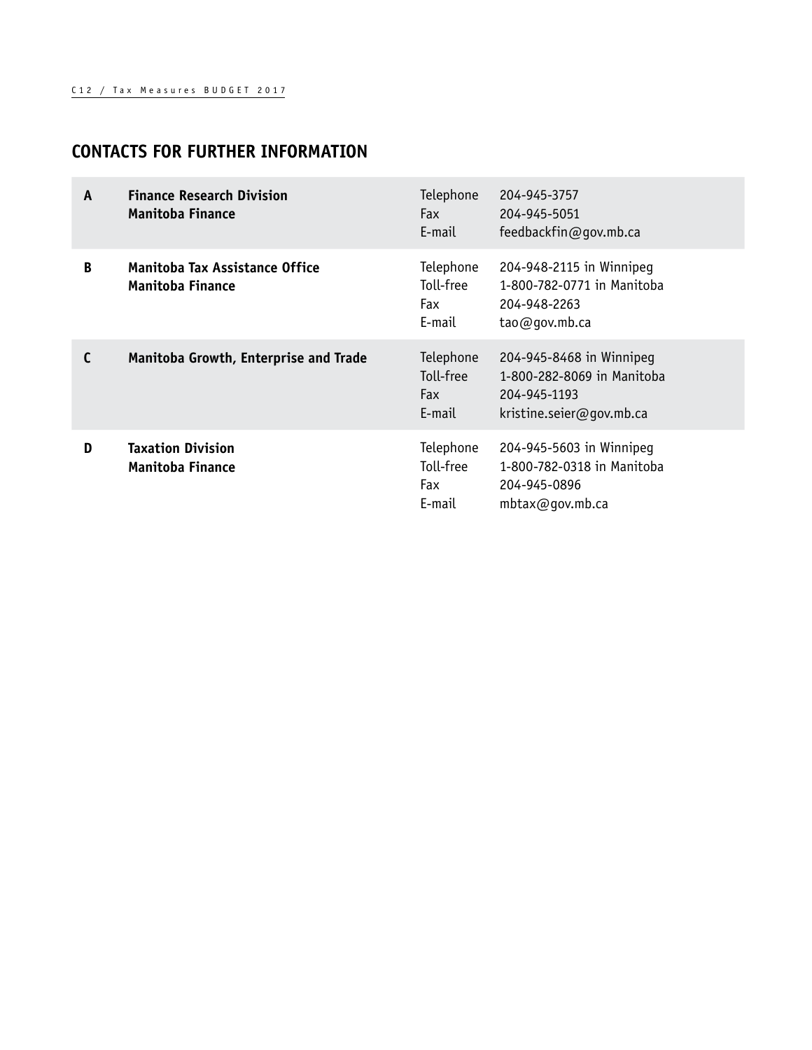## CONTACTS FOR FURTHER INFORMATION

| | | | |
|---|---|---|---|
| **A** | **Finance Research Division**<br>**Manitoba Finance** | Telephone<br>Fax<br>E-mail | 204-945-3757<br>204-945-5051<br>feedbackfin@gov.mb.ca |
| **B** | **Manitoba Tax Assistance Office**<br>**Manitoba Finance** | Telephone<br>Toll-free<br>Fax<br>E-mail | 204-948-2115 in Winnipeg<br>1-800-782-0771 in Manitoba<br>204-948-2263<br>tao@gov.mb.ca |
| **C** | **Manitoba Growth, Enterprise and Trade** | Telephone<br>Toll-free<br>Fax<br>E-mail | 204-945-8468 in Winnipeg<br>1-800-282-8069 in Manitoba<br>204-945-1193<br>kristine.seier@gov.mb.ca |
| **D** | **Taxation Division**<br>**Manitoba Finance** | Telephone<br>Toll-free<br>Fax<br>E-mail | 204-945-5603 in Winnipeg<br>1-800-782-0318 in Manitoba<br>204-945-0896<br>mbtax@gov.mb.ca |